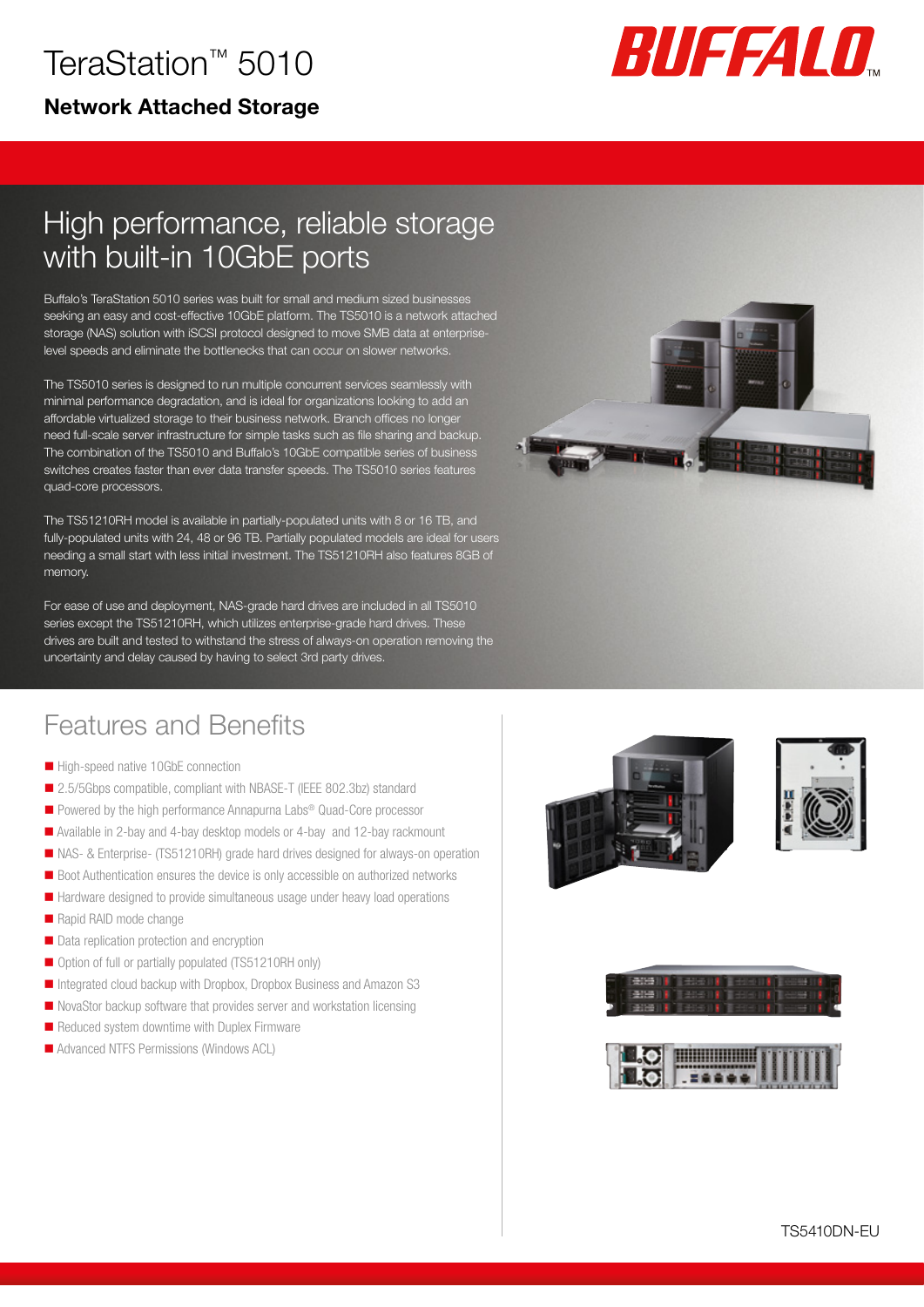# TeraStation™ 5010

**Network Attached Storage**

BUFFALO™

## High performance, reliable storage with built-in 10GbE ports

Buffalo's TeraStation 5010 series was built for small and medium sized businesses seeking an easy and cost-effective 10GbE platform. The TS5010 is a network attached storage (NAS) solution with iSCSI protocol designed to move SMB data at enterprise-level speeds and eliminate the bottlenecks that can occur on slower networks.

The TS5010 series is designed to run multiple concurrent services seamlessly with minimal performance degradation, and is ideal for organizations looking to add an affordable virtualized storage to their business network. Branch offices no longer need full-scale server infrastructure for simple tasks such as file sharing and backup. The combination of the TS5010 and Buffalo's 10GbE compatible series of business switches creates faster than ever data transfer speeds. The TS5010 series features quad-core processors.

The TS51210RH model is available in partially-populated units with 8 or 16 TB, and fully-populated units with 24, 48 or 96 TB. Partially populated models are ideal for users needing a small start with less initial investment. The TS51210RH also features 8GB of memory.

For ease of use and deployment, NAS-grade hard drives are included in all TS5010 series except the TS51210RH, which utilizes enterprise-grade hard drives. These drives are built and tested to withstand the stress of always-on operation removing the uncertainty and delay caused by having to select 3rd party drives.

## Features and Benefits

- High-speed native 10GbE connection
- 2.5/5Gbps compatible, compliant with NBASE-T (IEEE 802.3bz) standard
- Powered by the high performance Annapurna Labs® Quad-Core processor
- Available in 2-bay and 4-bay desktop models or 4-bay and 12-bay rackmount
- NAS- & Enterprise- (TS51210RH) grade hard drives designed for always-on operation
- Boot Authentication ensures the device is only accessible on authorized networks
- Hardware designed to provide simultaneous usage under heavy load operations
- Rapid RAID mode change
- Data replication protection and encryption
- Option of full or partially populated (TS51210RH only)
- Integrated cloud backup with Dropbox, Dropbox Business and Amazon S3
- NovaStor backup software that provides server and workstation licensing
- Reduced system downtime with Duplex Firmware
- Advanced NTFS Permissions (Windows ACL)

TS5410DN-EU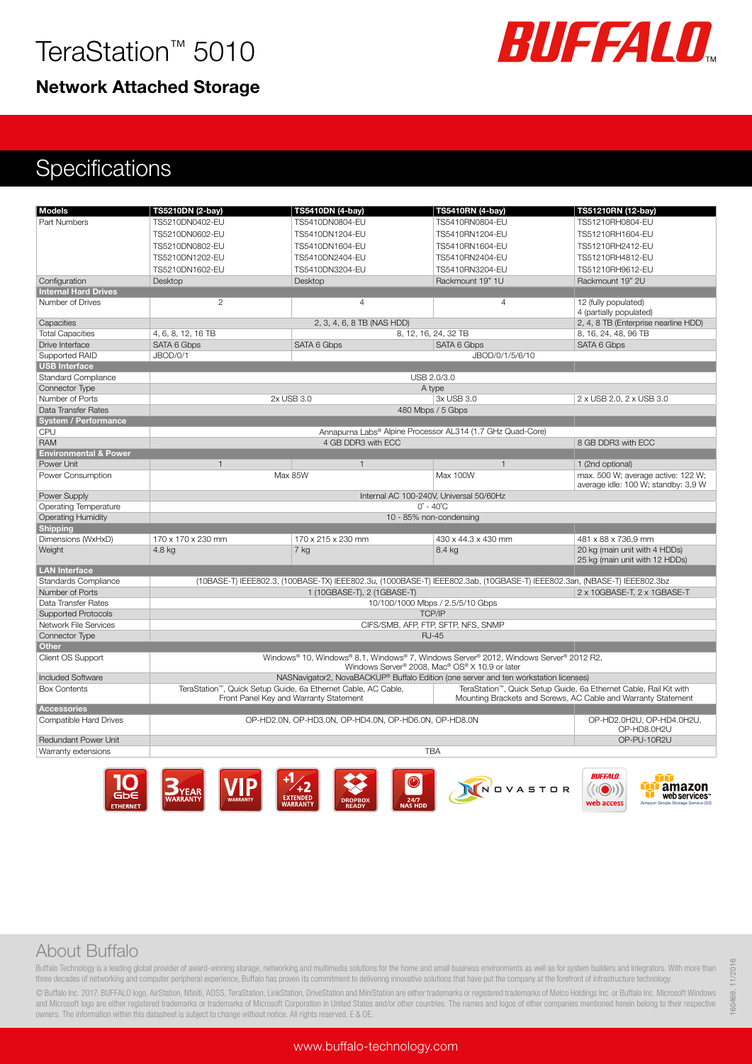# TeraStation™ 5010

## Network Attached Storage

## Specifications

| Models | TS5210DN (2-bay) | TS5410DN (4-bay) | TS5410RN (4-bay) | TS51210RN (12-bay) |
|---|---|---|---|---|
| Part Numbers | TS5210DN0402-EU | TS5410DN0804-EU | TS5410RN0804-EU | TS51210RH0804-EU |
| | TS5210DN0602-EU | TS5410DN1204-EU | TS5410RN1204-EU | TS51210RH1604-EU |
| | TS5210DN0802-EU | TS5410DN1604-EU | TS5410RN1604-EU | TS51210RH2412-EU |
| | TS5210DN1202-EU | TS5410DN2404-EU | TS5410RN2404-EU | TS51210RH4812-EU |
| | TS5210DN1602-EU | TS5410DN3204-EU | TS5410RN3204-EU | TS51210RH9612-EU |
| Configuration | Desktop | Desktop | Rackmount 19" 1U | Rackmount 19" 2U |
| **Internal Hard Drives** | | | | |
| Number of Drives | 2 | 4 | 4 | 12 (fully populated) 4 (partially populated) |
| Capacities | 2, 3, 4, 6, 8 TB (NAS HDD) | | | 2, 4, 8 TB (Enterprise nearline HDD) |
| Total Capacities | 4, 6, 8, 12, 16 TB | 8, 12, 16, 24, 32 TB | | 8, 16, 24, 48, 96 TB |
| Drive Interface | SATA 6 Gbps | SATA 6 Gbps | SATA 6 Gbps | SATA 6 Gbps |
| Supported RAID | JBOD/0/1 | JBOD/0/1/5/6/10 | | |
| **USB Interface** | | | | |
| Standard Compliance | USB 2.0/3.0 | | | |
| Connector Type | A type | | | |
| Number of Ports | 2x USB 3.0 | | 3x USB 3.0 | 2 x USB 2.0, 2 x USB 3.0 |
| Data Transfer Rates | 480 Mbps / 5 Gbps | | | |
| **System / Performance** | | | | |
| CPU | Annapurna Labs® Alpine Processor AL314 (1.7 GHz Quad-Core) | | | |
| RAM | 4 GB DDR3 with ECC | | | 8 GB DDR3 with ECC |
| **Environmental & Power** | | | | |
| Power Unit | 1 | 1 | 1 | 1 (2nd optional) |
| Power Consumption | Max 85W | | Max 100W | max. 500 W; average active: 122 W; average idle: 100 W; standby: 3,9 W |
| Power Supply | Internal AC 100-240V, Universal 50/60Hz | | | |
| Operating Temperature | 0° - 40°C | | | |
| Operating Humidity | 10 - 85% non-condensing | | | |
| **Shipping** | | | | |
| Dimensions (WxHxD) | 170 x 170 x 230 mm | 170 x 215 x 230 mm | 430 x 44.3 x 430 mm | 481 x 88 x 736,9 mm |
| Weight | 4.8 kg | 7 kg | 8.4 kg | 20 kg (main unit with 4 HDDs) 25 kg (main unit with 12 HDDs) |
| **LAN Interface** | | | | |
| Standards Compliance | (10BASE-T) IEEE802.3, (100BASE-TX) IEEE802.3u, (1000BASE-T) IEEE802.3ab, (10GBASE-T) IEEE802.3an, (NBASE-T) IEEE802.3bz | | | |
| Number of Ports | 1 (10GBASE-T), 2 (1GBASE-T) | | | 2 x 10GBASE-T, 2 x 1GBASE-T |
| Data Transfer Rates | 10/100/1000 Mbps / 2.5/5/10 Gbps | | | |
| Supported Protocols | TCP/IP | | | |
| Network File Services | CIFS/SMB, AFP, FTP, SFTP, NFS, SNMP | | | |
| Connector Type | RJ-45 | | | |
| **Other** | | | | |
| Client OS Support | Windows® 10, Windows® 8.1, Windows® 7, Windows Server® 2012, Windows Server® 2012 R2, Windows Server® 2008, Mac® OS® X 10.9 or later | | | |
| Included Software | NASNavigator2, NovaBACKUP® Buffalo Edition (one server and ten workstation licenses) | | | |
| Box Contents | TeraStation™, Quick Setup Guide, 6a Ethernet Cable, AC Cable, Front Panel Key and Warranty Statement | | TeraStation™, Quick Setup Guide, 6a Ethernet Cable, Rail Kit with Mounting Brackets and Screws, AC Cable and Warranty Statement | |
| **Accessories** | | | | |
| Compatible Hard Drives | OP-HD2.0N, OP-HD3.0N, OP-HD4.0N, OP-HD6.0N, OP-HD8.0N | | | OP-HD2.0H2U, OP-HD4.0H2U, OP-HD8.0H2U |
| Redundant Power Unit | | | | OP-PU-10R2U |
| Warranty extensions | TBA | | | |

## About Buffalo

Buffalo Technology is a leading global provider of award-winning storage, networking and multimedia solutions for the home and small business environments as well as for system builders and integrators. With more than three decades of networking and computer peripheral experience, Buffalo has proven its commitment to delivering innovative solutions that have put the company at the forefront of infrastructure technology.

© Buffalo Inc. 2017. BUFFALO logo, AirStation, Nfiniti, AOSS, TeraStation, LinkStation, DriveStation and MiniStation are either trademarks or registered trademarks of Melco Holdings Inc. or Buffalo Inc. Microsoft Windows and Microsoft logo are either registered trademarks or trademarks of Microsoft Corporation in United States and/or other countries. The names and logos of other companies mentioned herein belong to their respective owners. The information within this datasheet is subject to change without notice. All rights reserved. E & OE.

160469, 11/2016

www.buffalo-technology.com